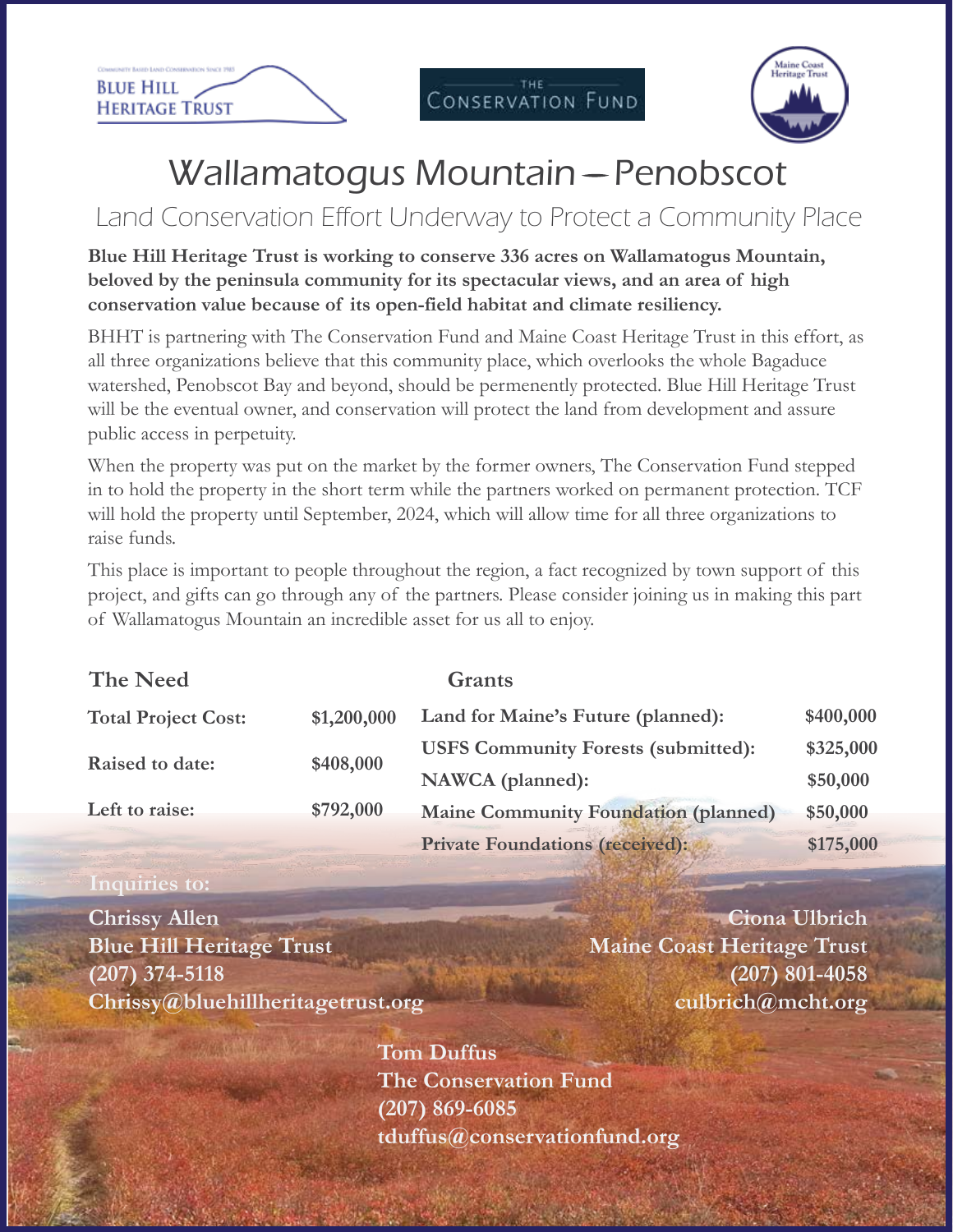BLUE HILL HERITAGE TRUST — COMMUNITY BASED LAND CONSERVATION SINCE 1985

THE CONSERVATION FUND

Maine Coast Heritage Trust

# Wallamatogus Mountain – Penobscot

## Land Conservation Effort Underway to Protect a Community Place

**Blue Hill Heritage Trust is working to conserve 336 acres on Wallamatogus Mountain, beloved by the peninsula community for its spectacular views, and an area of high conservation value because of its open-field habitat and climate resiliency.**

BHHT is partnering with The Conservation Fund and Maine Coast Heritage Trust in this effort, as all three organizations believe that this community place, which overlooks the whole Bagaduce watershed, Penobscot Bay and beyond, should be permenently protected. Blue Hill Heritage Trust will be the eventual owner, and conservation will protect the land from development and assure public access in perpetuity.

When the property was put on the market by the former owners, The Conservation Fund stepped in to hold the property in the short term while the partners worked on permanent protection. TCF will hold the property until September, 2024, which will allow time for all three organizations to raise funds.

This place is important to people throughout the region, a fact recognized by town support of this project, and gifts can go through any of the partners. Please consider joining us in making this part of Wallamatogus Mountain an incredible asset for us all to enjoy.

### The Need

| | |
|---|---|
| **Total Project Cost:** | **$1,200,000** |
| **Raised to date:** | **$408,000** |
| **Left to raise:** | **$792,000** |

### Grants

| | |
|---|---|
| **Land for Maine's Future (planned):** | **$400,000** |
| **USFS Community Forests (submitted):** | **$325,000** |
| **NAWCA (planned):** | **$50,000** |
| **Maine Community Foundation (planned)** | **$50,000** |
| **Private Foundations (received):** | **$175,000** |

**Inquiries to:**

**Chrissy Allen**
**Blue Hill Heritage Trust**
**(207) 374-5118**
**Chrissy@bluehillheritagetrust.org**

**Ciona Ulbrich**
**Maine Coast Heritage Trust**
**(207) 801-4058**
**culbrich@mcht.org**

**Tom Duffus**
**The Conservation Fund**
**(207) 869-6085**
**tduffus@conservationfund.org**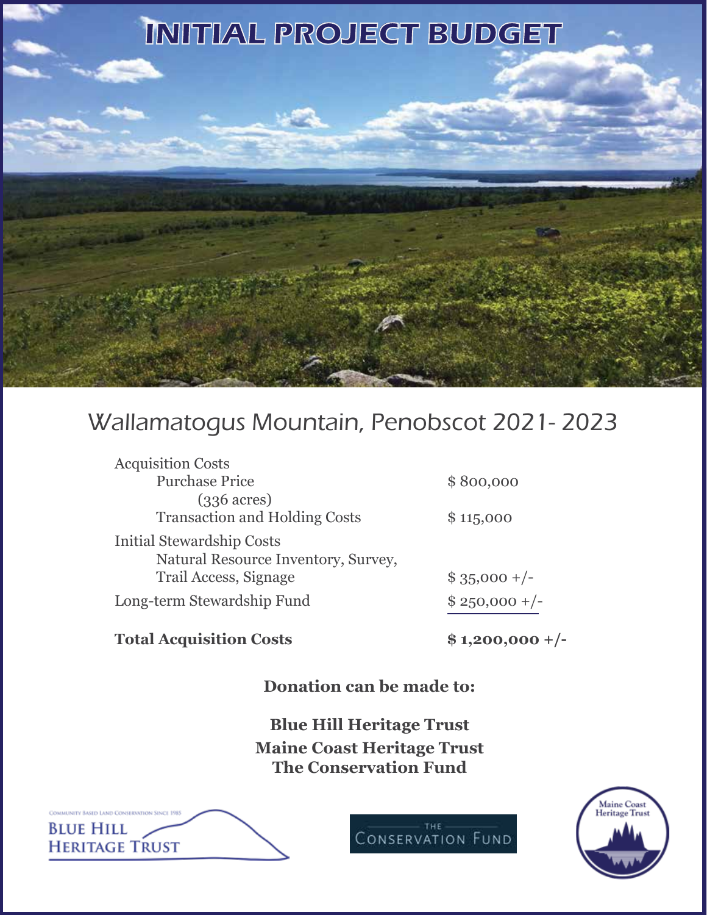# INITIAL PROJECT BUDGET

## Wallamatogus Mountain, Penobscot 2021- 2023

| | |
|---|---|
| Acquisition Costs | |
| Purchase Price (336 acres) | $ 800,000 |
| Transaction and Holding Costs | $ 115,000 |
| Initial Stewardship Costs | |
| Natural Resource Inventory, Survey, Trail Access, Signage | $ 35,000 +/- |
| Long-term Stewardship Fund | $ 250,000 +/- |
| **Total Acquisition Costs** | **$ 1,200,000 +/-** |

**Donation can be made to:**

**Blue Hill Heritage Trust**
**Maine Coast Heritage Trust**
**The Conservation Fund**

Community Based Land Conservation Since 1985
Blue Hill Heritage Trust

The Conservation Fund

Maine Coast Heritage Trust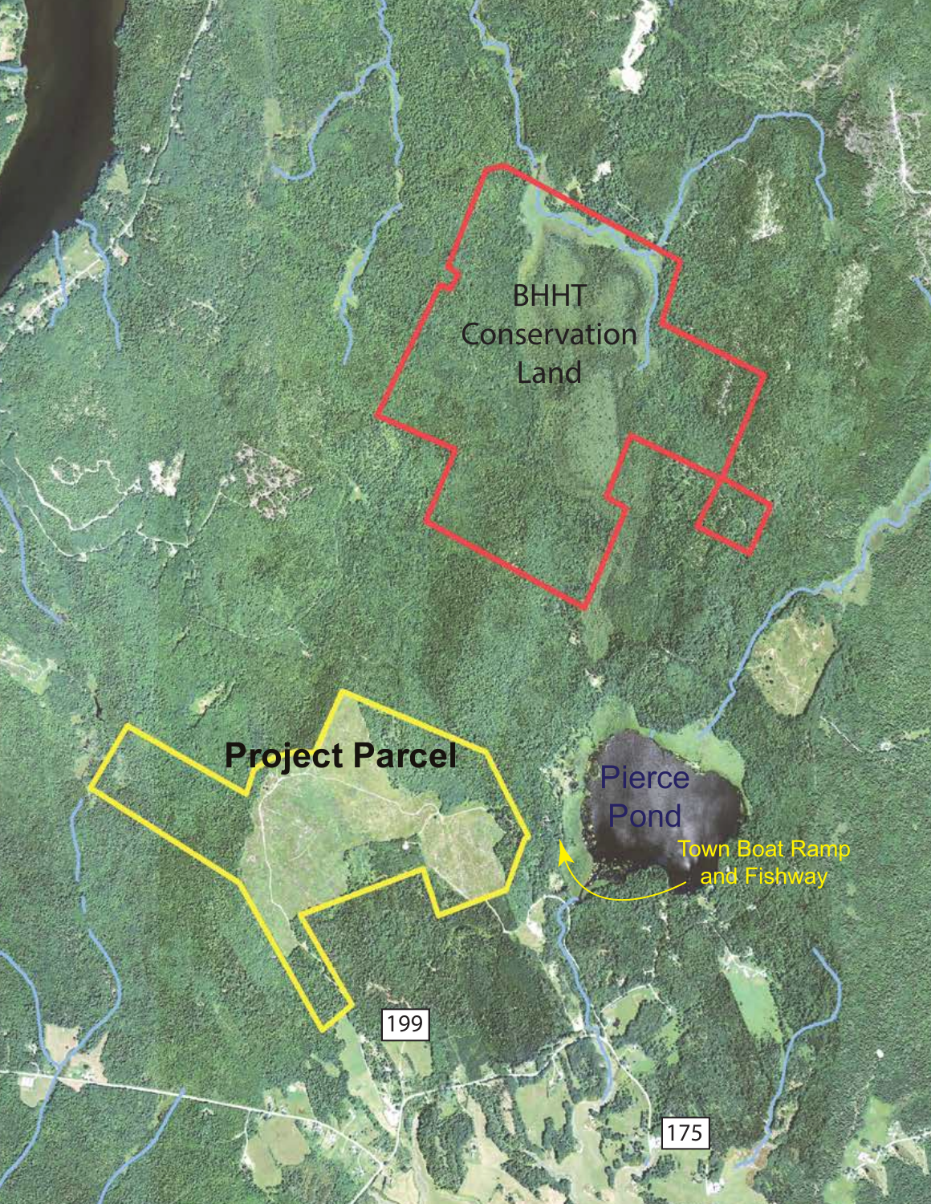BHHT Conservation Land

Project Parcel

Pierce Pond

Town Boat Ramp and Fishway

199

175